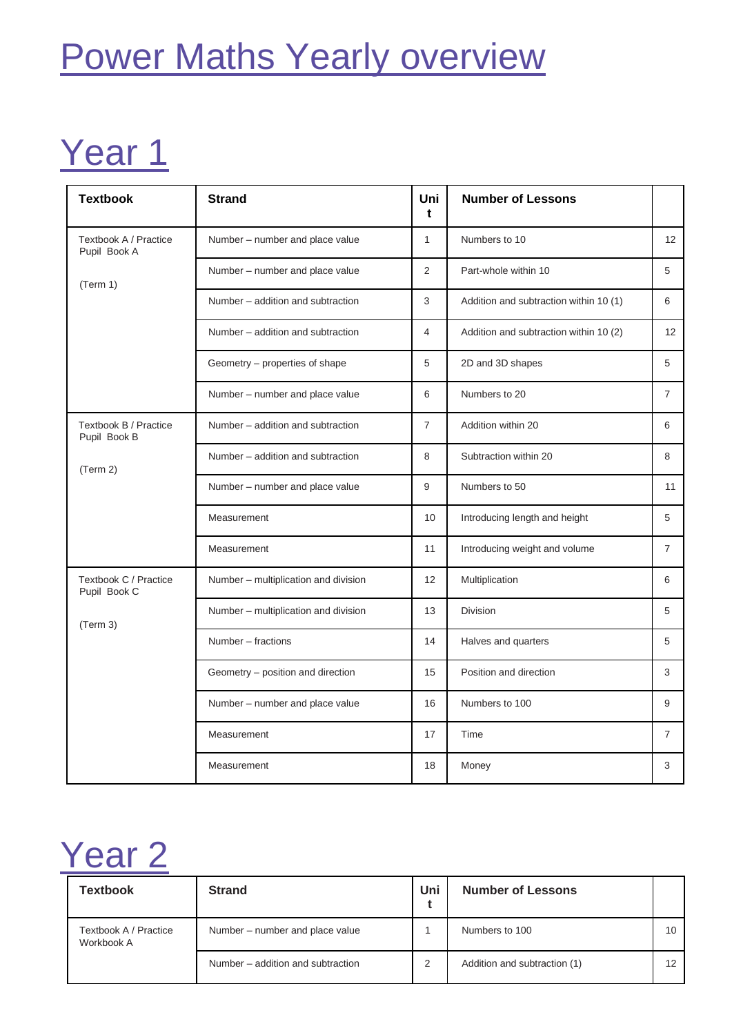# Power Maths Yearly overview

## Year 1

| Textbook | Strand | Unit | Number of Lessons | |
|---|---|---|---|---|
| Textbook A / Practice Pupil Book A<br><br>(Term 1) | Number – number and place value | 1 | Numbers to 10 | 12 |
| | Number – number and place value | 2 | Part-whole within 10 | 5 |
| | Number – addition and subtraction | 3 | Addition and subtraction within 10 (1) | 6 |
| | Number – addition and subtraction | 4 | Addition and subtraction within 10 (2) | 12 |
| | Geometry – properties of shape | 5 | 2D and 3D shapes | 5 |
| | Number – number and place value | 6 | Numbers to 20 | 7 |
| Textbook B / Practice Pupil Book B<br><br>(Term 2) | Number – addition and subtraction | 7 | Addition within 20 | 6 |
| | Number – addition and subtraction | 8 | Subtraction within 20 | 8 |
| | Number – number and place value | 9 | Numbers to 50 | 11 |
| | Measurement | 10 | Introducing length and height | 5 |
| | Measurement | 11 | Introducing weight and volume | 7 |
| Textbook C / Practice Pupil Book C<br><br>(Term 3) | Number – multiplication and division | 12 | Multiplication | 6 |
| | Number – multiplication and division | 13 | Division | 5 |
| | Number – fractions | 14 | Halves and quarters | 5 |
| | Geometry – position and direction | 15 | Position and direction | 3 |
| | Number – number and place value | 16 | Numbers to 100 | 9 |
| | Measurement | 17 | Time | 7 |
| | Measurement | 18 | Money | 3 |

## Year 2

| Textbook | Strand | Unit | Number of Lessons | |
|---|---|---|---|---|
| Textbook A / Practice Workbook A | Number – number and place value | 1 | Numbers to 100 | 10 |
| | Number – addition and subtraction | 2 | Addition and subtraction (1) | 12 |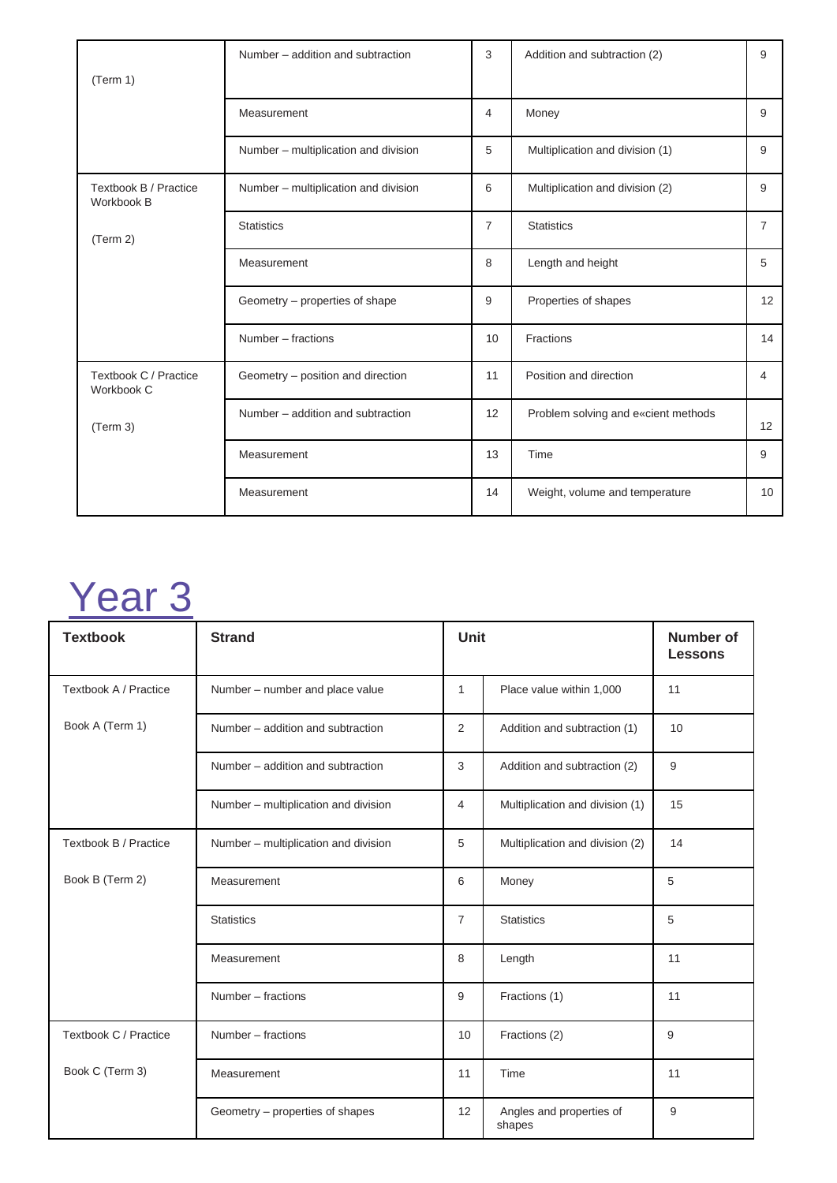| | | | | |
|---|---|---|---|---|
| (Term 1) | Number – addition and subtraction | 3 | Addition and subtraction (2) | 9 |
| | Measurement | 4 | Money | 9 |
| | Number – multiplication and division | 5 | Multiplication and division (1) | 9 |
| Textbook B / Practice Workbook B (Term 2) | Number – multiplication and division | 6 | Multiplication and division (2) | 9 |
| | Statistics | 7 | Statistics | 7 |
| | Measurement | 8 | Length and height | 5 |
| | Geometry – properties of shape | 9 | Properties of shapes | 12 |
| | Number – fractions | 10 | Fractions | 14 |
| Textbook C / Practice Workbook C (Term 3) | Geometry – position and direction | 11 | Position and direction | 4 |
| | Number – addition and subtraction | 12 | Problem solving and e«cient methods | 12 |
| | Measurement | 13 | Time | 9 |
| | Measurement | 14 | Weight, volume and temperature | 10 |

# Year 3

| Textbook | Strand | Unit | | Number of Lessons |
|---|---|---|---|---|
| Textbook A / Practice Book A (Term 1) | Number – number and place value | 1 | Place value within 1,000 | 11 |
| | Number – addition and subtraction | 2 | Addition and subtraction (1) | 10 |
| | Number – addition and subtraction | 3 | Addition and subtraction (2) | 9 |
| | Number – multiplication and division | 4 | Multiplication and division (1) | 15 |
| Textbook B / Practice Book B (Term 2) | Number – multiplication and division | 5 | Multiplication and division (2) | 14 |
| | Measurement | 6 | Money | 5 |
| | Statistics | 7 | Statistics | 5 |
| | Measurement | 8 | Length | 11 |
| | Number – fractions | 9 | Fractions (1) | 11 |
| Textbook C / Practice Book C (Term 3) | Number – fractions | 10 | Fractions (2) | 9 |
| | Measurement | 11 | Time | 11 |
| | Geometry – properties of shapes | 12 | Angles and properties of shapes | 9 |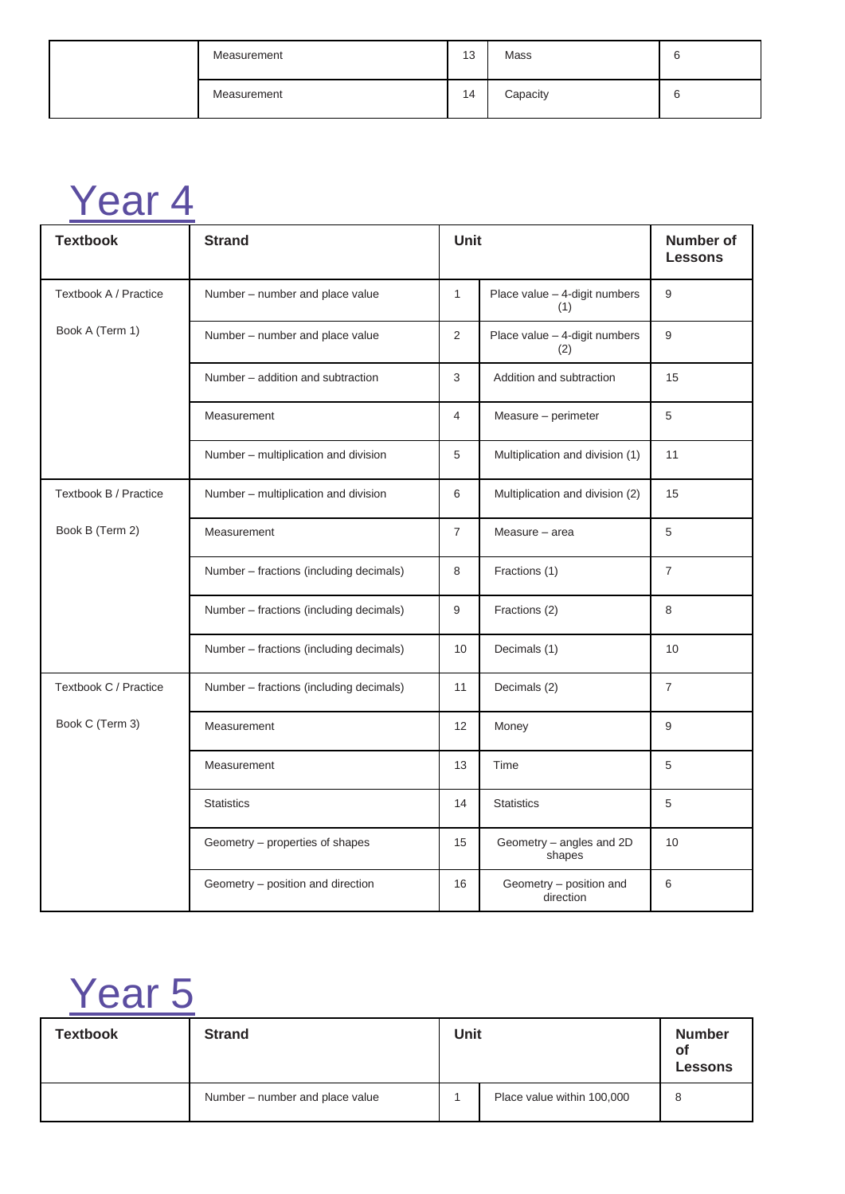| | Measurement | 13 | Mass | 6 |
|---|---|---|---|---|
| | Measurement | 14 | Capacity | 6 |

# Year 4

| Textbook | Strand | Unit | | Number of Lessons |
|---|---|---|---|---|
| Textbook A / Practice Book A (Term 1) | Number – number and place value | 1 | Place value – 4-digit numbers (1) | 9 |
| | Number – number and place value | 2 | Place value – 4-digit numbers (2) | 9 |
| | Number – addition and subtraction | 3 | Addition and subtraction | 15 |
| | Measurement | 4 | Measure – perimeter | 5 |
| | Number – multiplication and division | 5 | Multiplication and division (1) | 11 |
| Textbook B / Practice Book B (Term 2) | Number – multiplication and division | 6 | Multiplication and division (2) | 15 |
| | Measurement | 7 | Measure – area | 5 |
| | Number – fractions (including decimals) | 8 | Fractions (1) | 7 |
| | Number – fractions (including decimals) | 9 | Fractions (2) | 8 |
| | Number – fractions (including decimals) | 10 | Decimals (1) | 10 |
| Textbook C / Practice Book C (Term 3) | Number – fractions (including decimals) | 11 | Decimals (2) | 7 |
| | Measurement | 12 | Money | 9 |
| | Measurement | 13 | Time | 5 |
| | Statistics | 14 | Statistics | 5 |
| | Geometry – properties of shapes | 15 | Geometry – angles and 2D shapes | 10 |
| | Geometry – position and direction | 16 | Geometry – position and direction | 6 |

# Year 5

| Textbook | Strand | Unit | | Number of Lessons |
|---|---|---|---|---|
| | Number – number and place value | 1 | Place value within 100,000 | 8 |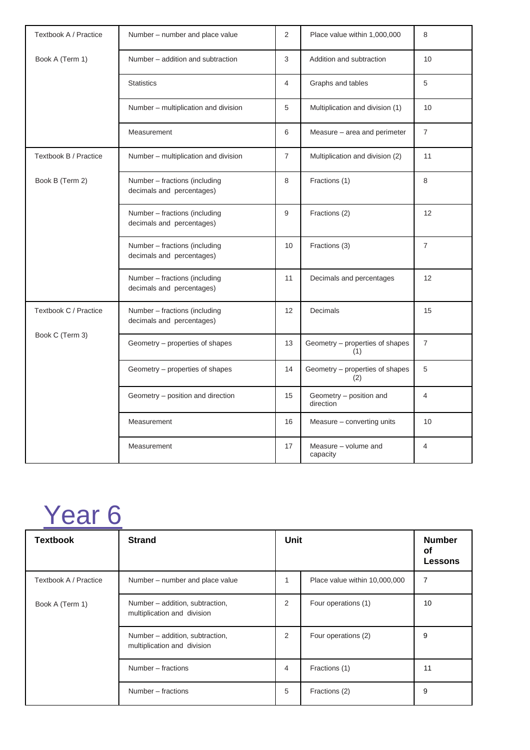| | | | | |
|---|---|---|---|---|
| Textbook A / Practice Book A (Term 1) | Number – number and place value | 2 | Place value within 1,000,000 | 8 |
| | Number – addition and subtraction | 3 | Addition and subtraction | 10 |
| | Statistics | 4 | Graphs and tables | 5 |
| | Number – multiplication and division | 5 | Multiplication and division (1) | 10 |
| | Measurement | 6 | Measure – area and perimeter | 7 |
| Textbook B / Practice Book B (Term 2) | Number – multiplication and division | 7 | Multiplication and division (2) | 11 |
| | Number – fractions (including decimals and percentages) | 8 | Fractions (1) | 8 |
| | Number – fractions (including decimals and percentages) | 9 | Fractions (2) | 12 |
| | Number – fractions (including decimals and percentages) | 10 | Fractions (3) | 7 |
| | Number – fractions (including decimals and percentages) | 11 | Decimals and percentages | 12 |
| Textbook C / Practice Book C (Term 3) | Number – fractions (including decimals and percentages) | 12 | Decimals | 15 |
| | Geometry – properties of shapes | 13 | Geometry – properties of shapes (1) | 7 |
| | Geometry – properties of shapes | 14 | Geometry – properties of shapes (2) | 5 |
| | Geometry – position and direction | 15 | Geometry – position and direction | 4 |
| | Measurement | 16 | Measure – converting units | 10 |
| | Measurement | 17 | Measure – volume and capacity | 4 |

# Year 6

| Textbook | Strand | Unit | | Number of Lessons |
|---|---|---|---|---|
| Textbook A / Practice Book A (Term 1) | Number – number and place value | 1 | Place value within 10,000,000 | 7 |
| | Number – addition, subtraction, multiplication and division | 2 | Four operations (1) | 10 |
| | Number – addition, subtraction, multiplication and division | 2 | Four operations (2) | 9 |
| | Number – fractions | 4 | Fractions (1) | 11 |
| | Number – fractions | 5 | Fractions (2) | 9 |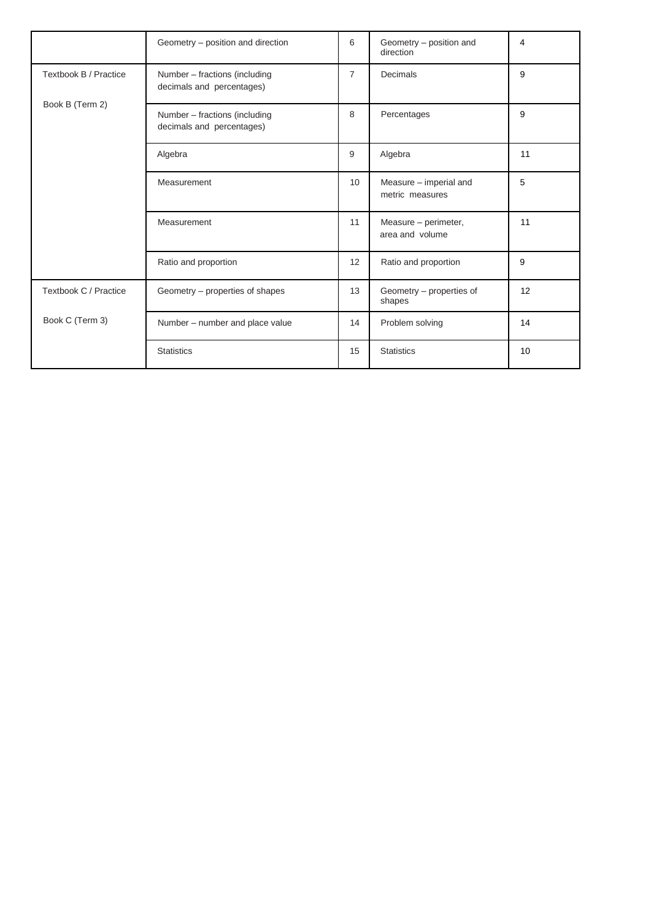| | | | | |
|---|---|---|---|---|
| | Geometry – position and direction | 6 | Geometry – position and direction | 4 |
| Textbook B / Practice Book B (Term 2) | Number – fractions (including decimals and percentages) | 7 | Decimals | 9 |
| | Number – fractions (including decimals and percentages) | 8 | Percentages | 9 |
| | Algebra | 9 | Algebra | 11 |
| | Measurement | 10 | Measure – imperial and metric measures | 5 |
| | Measurement | 11 | Measure – perimeter, area and volume | 11 |
| | Ratio and proportion | 12 | Ratio and proportion | 9 |
| Textbook C / Practice Book C (Term 3) | Geometry – properties of shapes | 13 | Geometry – properties of shapes | 12 |
| | Number – number and place value | 14 | Problem solving | 14 |
| | Statistics | 15 | Statistics | 10 |